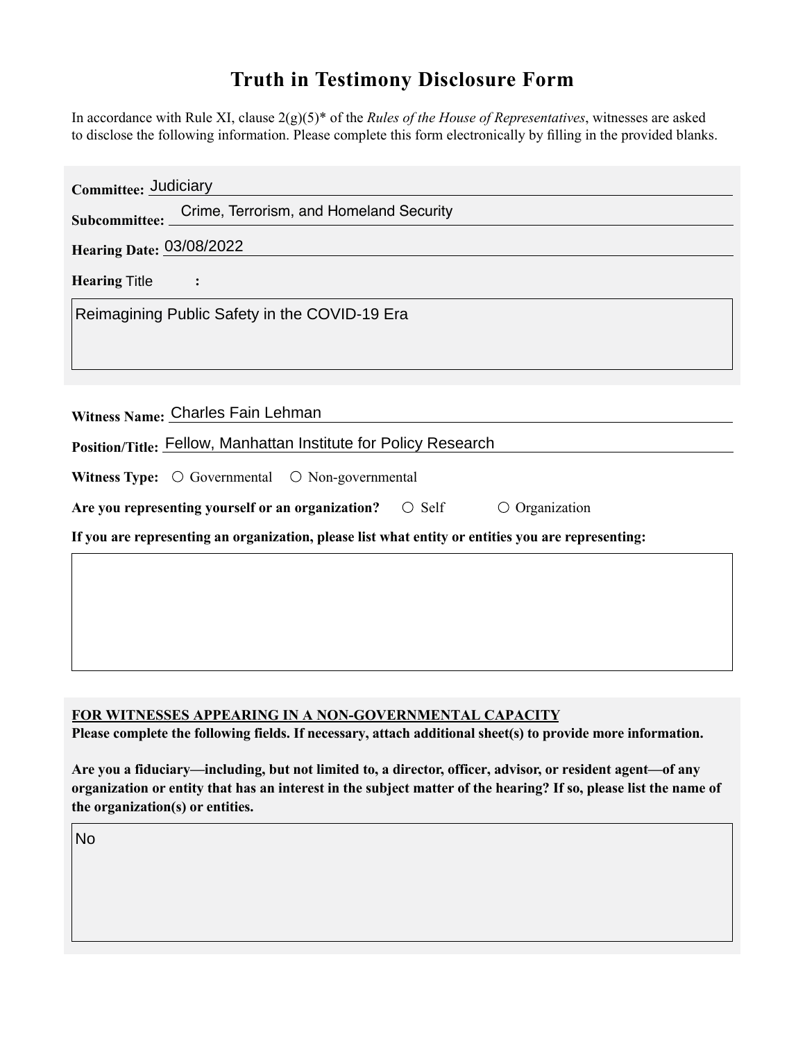# Truth in Testimony Disclosure Form

In accordance with Rule XI, clause 2(g)(5)* of the *Rules of the House of Representatives*, witnesses are asked to disclose the following information. Please complete this form electronically by filling in the provided blanks.

**Committee:** Judiciary

**Subcommittee:** Crime, Terrorism, and Homeland Security

**Hearing Date:** 03/08/2022

**Hearing** Title **:**

Reimagining Public Safety in the COVID-19 Era

**Witness Name:** Charles Fain Lehman

**Position/Title:** Fellow, Manhattan Institute for Policy Research

**Witness Type:** ○ Governmental ○ Non-governmental

**Are you representing yourself or an organization?** ○ Self ○ Organization

**If you are representing an organization, please list what entity or entities you are representing:**

**FOR WITNESSES APPEARING IN A NON-GOVERNMENTAL CAPACITY**

**Please complete the following fields. If necessary, attach additional sheet(s) to provide more information.**

**Are you a fiduciary—including, but not limited to, a director, officer, advisor, or resident agent—of any organization or entity that has an interest in the subject matter of the hearing? If so, please list the name of the organization(s) or entities.**

No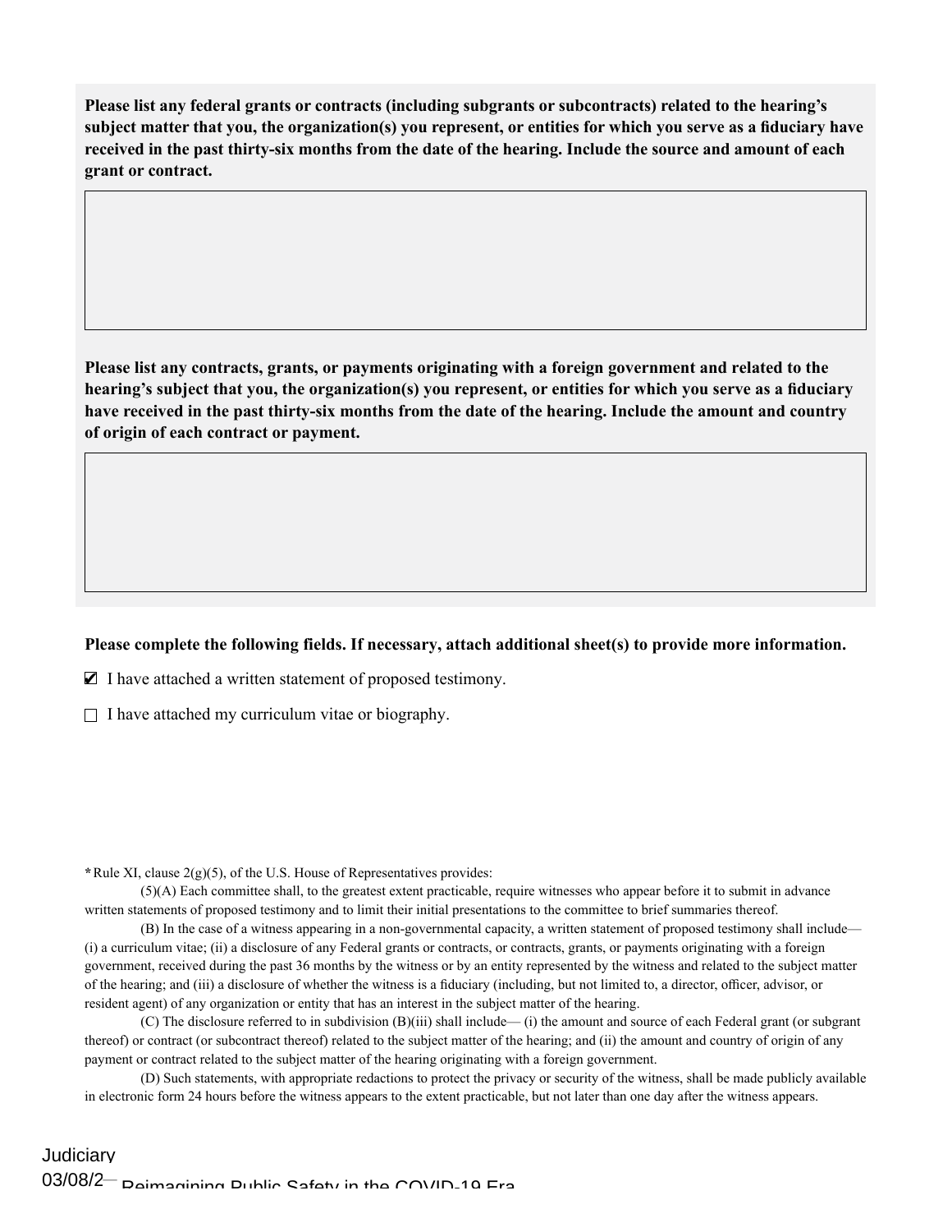**Please list any federal grants or contracts (including subgrants or subcontracts) related to the hearing's subject matter that you, the organization(s) you represent, or entities for which you serve as a fiduciary have received in the past thirty-six months from the date of the hearing. Include the source and amount of each grant or contract.**

**Please list any contracts, grants, or payments originating with a foreign government and related to the hearing's subject that you, the organization(s) you represent, or entities for which you serve as a fiduciary have received in the past thirty-six months from the date of the hearing. Include the amount and country of origin of each contract or payment.**

**Please complete the following fields. If necessary, attach additional sheet(s) to provide more information.**

- [x] I have attached a written statement of proposed testimony.
- [ ] I have attached my curriculum vitae or biography.

*Rule XI, clause 2(g)(5), of the U.S. House of Representatives provides:

(5)(A) Each committee shall, to the greatest extent practicable, require witnesses who appear before it to submit in advance written statements of proposed testimony and to limit their initial presentations to the committee to brief summaries thereof.

(B) In the case of a witness appearing in a non-governmental capacity, a written statement of proposed testimony shall include— (i) a curriculum vitae; (ii) a disclosure of any Federal grants or contracts, or contracts, grants, or payments originating with a foreign government, received during the past 36 months by the witness or by an entity represented by the witness and related to the subject matter of the hearing; and (iii) a disclosure of whether the witness is a fiduciary (including, but not limited to, a director, officer, advisor, or resident agent) of any organization or entity that has an interest in the subject matter of the hearing.

(C) The disclosure referred to in subdivision (B)(iii) shall include— (i) the amount and source of each Federal grant (or subgrant thereof) or contract (or subcontract thereof) related to the subject matter of the hearing; and (ii) the amount and country of origin of any payment or contract related to the subject matter of the hearing originating with a foreign government.

(D) Such statements, with appropriate redactions to protect the privacy or security of the witness, shall be made publicly available in electronic form 24 hours before the witness appears to the extent practicable, but not later than one day after the witness appears.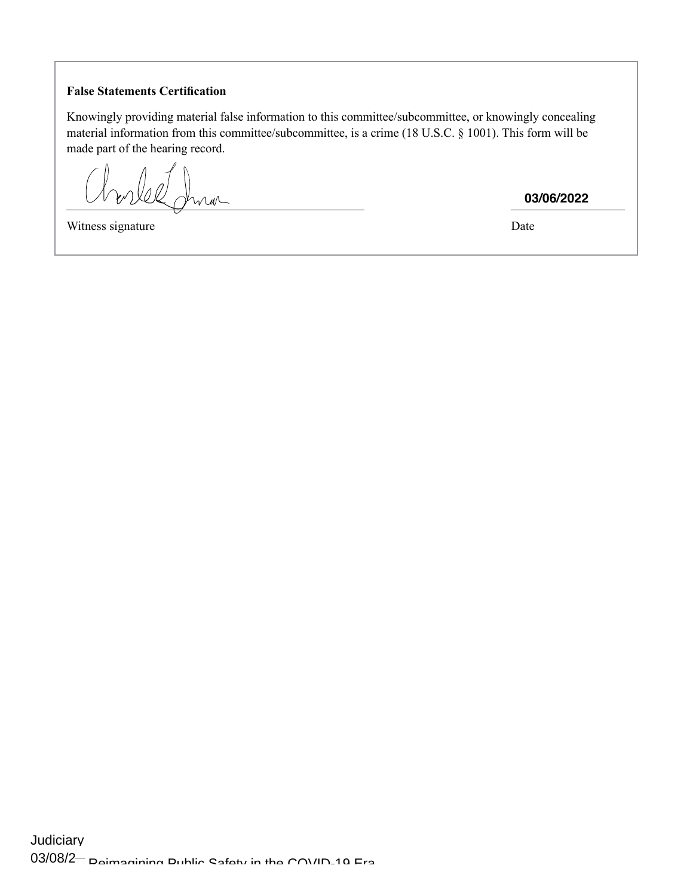**False Statements Certification**

Knowingly providing material false information to this committee/subcommittee, or knowingly concealing material information from this committee/subcommittee, is a crime (18 U.S.C. § 1001). This form will be made part of the hearing record.

Witness signature

**03/06/2022**

Date